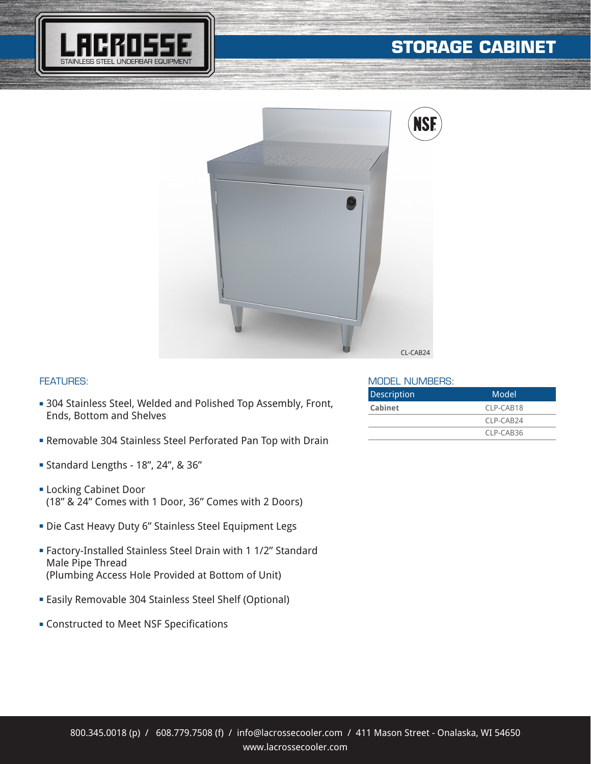# STORAGE CABINET

LACROSSE
STAINLESS STEEL UNDERBAR EQUIPMENT

CL-CAB24

## FEATURES:

- 304 Stainless Steel, Welded and Polished Top Assembly, Front, Ends, Bottom and Shelves
- Removable 304 Stainless Steel Perforated Pan Top with Drain
- Standard Lengths - 18", 24", & 36"
- Locking Cabinet Door
  (18" & 24" Comes with 1 Door, 36" Comes with 2 Doors)
- Die Cast Heavy Duty 6" Stainless Steel Equipment Legs
- Factory-Installed Stainless Steel Drain with 1 1/2" Standard Male Pipe Thread
  (Plumbing Access Hole Provided at Bottom of Unit)
- Easily Removable 304 Stainless Steel Shelf (Optional)
- Constructed to Meet NSF Specifications

## MODEL NUMBERS:

| Description | Model |
|---|---|
| **Cabinet** | CLP-CAB18 |
| | CLP-CAB24 |
| | CLP-CAB36 |

800.345.0018 (p) / 608.779.7508 (f) / info@lacrossecooler.com / 411 Mason Street - Onalaska, WI 54650
www.lacrossecooler.com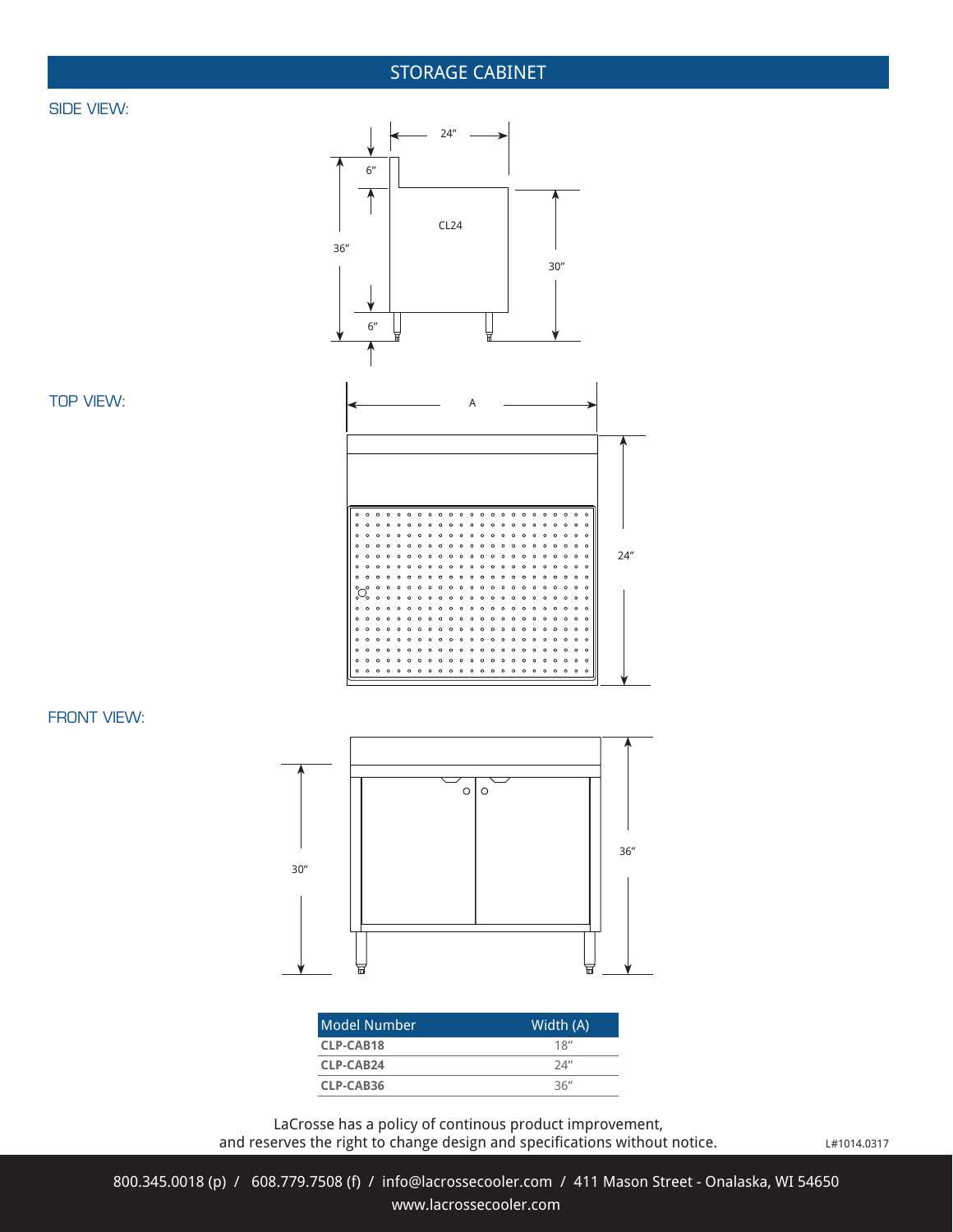## STORAGE CABINET

SIDE VIEW:

24″
6″
36″
CL24
30″
6″

TOP VIEW:

A
24″

FRONT VIEW:

30″
36″

| Model Number | Width (A) |
|---|---|
| **CLP-CAB18** | 18″ |
| **CLP-CAB24** | 24″ |
| **CLP-CAB36** | 36″ |

LaCrosse has a policy of continous product improvement,
and reserves the right to change design and specifications without notice.

L#1014.0317

800.345.0018 (p) / 608.779.7508 (f) / info@lacrossecooler.com / 411 Mason Street - Onalaska, WI 54650
www.lacrossecooler.com